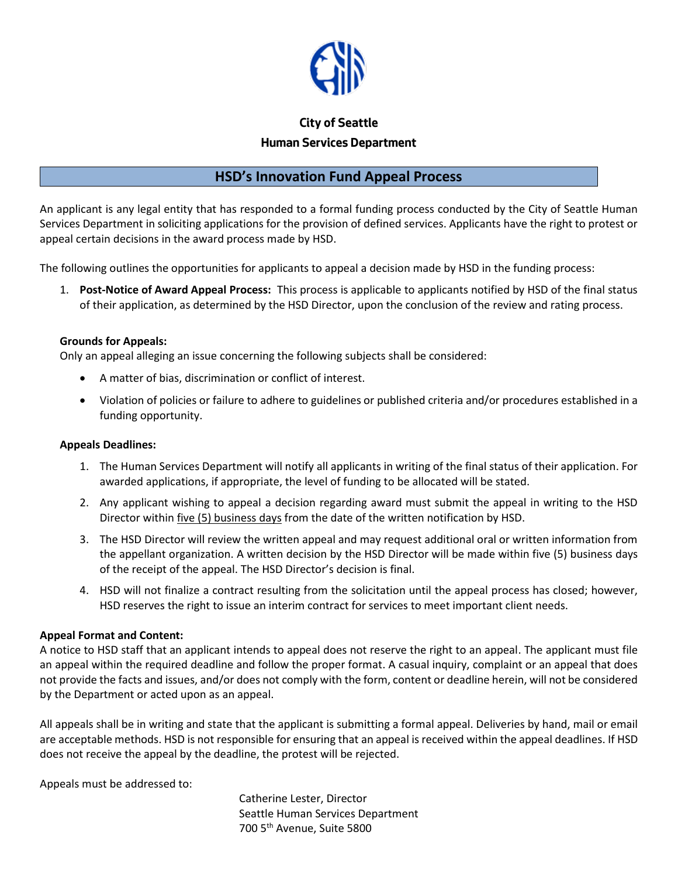**City of Seattle**

**Human Services Department**

# HSD's Innovation Fund Appeal Process

An applicant is any legal entity that has responded to a formal funding process conducted by the City of Seattle Human Services Department in soliciting applications for the provision of defined services. Applicants have the right to protest or appeal certain decisions in the award process made by HSD.

The following outlines the opportunities for applicants to appeal a decision made by HSD in the funding process:

1. **Post-Notice of Award Appeal Process:** This process is applicable to applicants notified by HSD of the final status of their application, as determined by the HSD Director, upon the conclusion of the review and rating process.

   **Grounds for Appeals:**
   Only an appeal alleging an issue concerning the following subjects shall be considered:

   - A matter of bias, discrimination or conflict of interest.
   - Violation of policies or failure to adhere to guidelines or published criteria and/or procedures established in a funding opportunity.

   **Appeals Deadlines:**

   1. The Human Services Department will notify all applicants in writing of the final status of their application. For awarded applications, if appropriate, the level of funding to be allocated will be stated.
   2. Any applicant wishing to appeal a decision regarding award must submit the appeal in writing to the HSD Director within <u>five (5) business days</u> from the date of the written notification by HSD.
   3. The HSD Director will review the written appeal and may request additional oral or written information from the appellant organization. A written decision by the HSD Director will be made within five (5) business days of the receipt of the appeal. The HSD Director's decision is final.
   4. HSD will not finalize a contract resulting from the solicitation until the appeal process has closed; however, HSD reserves the right to issue an interim contract for services to meet important client needs.

**Appeal Format and Content:**
A notice to HSD staff that an applicant intends to appeal does not reserve the right to an appeal. The applicant must file an appeal within the required deadline and follow the proper format. A casual inquiry, complaint or an appeal that does not provide the facts and issues, and/or does not comply with the form, content or deadline herein, will not be considered by the Department or acted upon as an appeal.

All appeals shall be in writing and state that the applicant is submitting a formal appeal. Deliveries by hand, mail or email are acceptable methods. HSD is not responsible for ensuring that an appeal is received within the appeal deadlines. If HSD does not receive the appeal by the deadline, the protest will be rejected.

Appeals must be addressed to:

Catherine Lester, Director
Seattle Human Services Department
700 5th Avenue, Suite 5800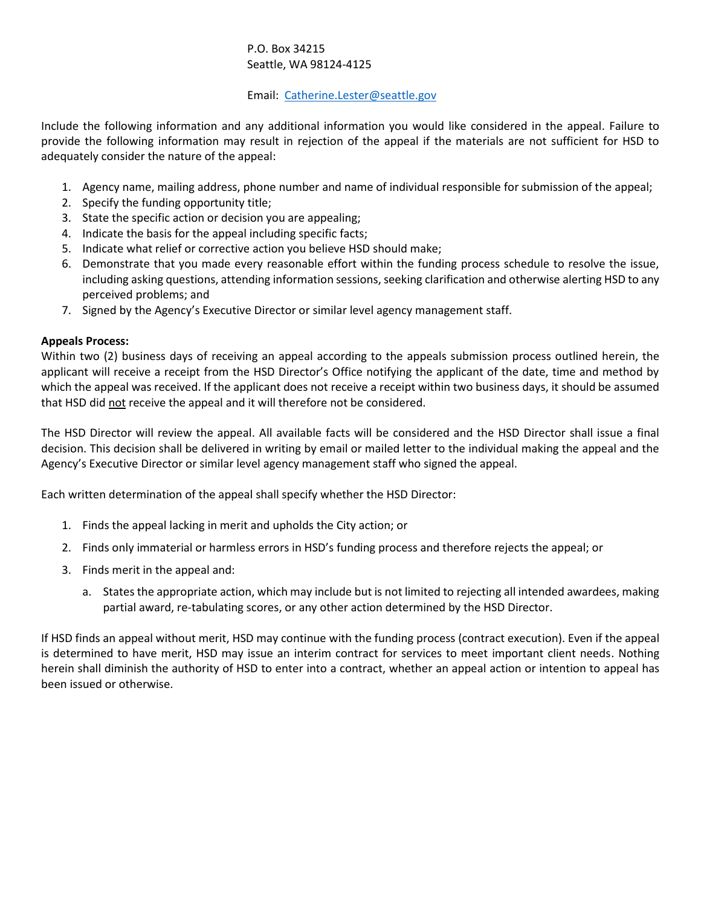P.O. Box 34215
Seattle, WA 98124-4125

Email: [Catherine.Lester@seattle.gov](mailto:Catherine.Lester@seattle.gov)

Include the following information and any additional information you would like considered in the appeal. Failure to provide the following information may result in rejection of the appeal if the materials are not sufficient for HSD to adequately consider the nature of the appeal:

1. Agency name, mailing address, phone number and name of individual responsible for submission of the appeal;
2. Specify the funding opportunity title;
3. State the specific action or decision you are appealing;
4. Indicate the basis for the appeal including specific facts;
5. Indicate what relief or corrective action you believe HSD should make;
6. Demonstrate that you made every reasonable effort within the funding process schedule to resolve the issue, including asking questions, attending information sessions, seeking clarification and otherwise alerting HSD to any perceived problems; and
7. Signed by the Agency's Executive Director or similar level agency management staff.

**Appeals Process:**
Within two (2) business days of receiving an appeal according to the appeals submission process outlined herein, the applicant will receive a receipt from the HSD Director's Office notifying the applicant of the date, time and method by which the appeal was received. If the applicant does not receive a receipt within two business days, it should be assumed that HSD did not receive the appeal and it will therefore not be considered.

The HSD Director will review the appeal. All available facts will be considered and the HSD Director shall issue a final decision. This decision shall be delivered in writing by email or mailed letter to the individual making the appeal and the Agency's Executive Director or similar level agency management staff who signed the appeal.

Each written determination of the appeal shall specify whether the HSD Director:

1. Finds the appeal lacking in merit and upholds the City action; or
2. Finds only immaterial or harmless errors in HSD's funding process and therefore rejects the appeal; or
3. Finds merit in the appeal and:
   a. States the appropriate action, which may include but is not limited to rejecting all intended awardees, making partial award, re-tabulating scores, or any other action determined by the HSD Director.

If HSD finds an appeal without merit, HSD may continue with the funding process (contract execution). Even if the appeal is determined to have merit, HSD may issue an interim contract for services to meet important client needs. Nothing herein shall diminish the authority of HSD to enter into a contract, whether an appeal action or intention to appeal has been issued or otherwise.